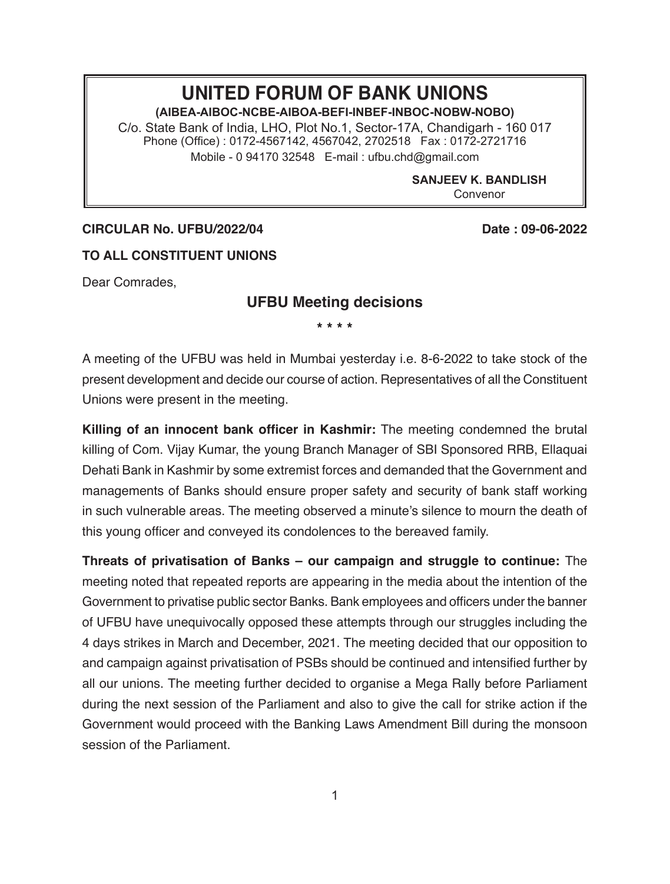# UNITED FORUM OF BANK UNIONS

**(AIBEA-AIBOC-NCBE-AIBOA-BEFI-INBEF-INBOC-NOBW-NOBO)**

C/o. State Bank of India, LHO, Plot No.1, Sector-17A, Chandigarh - 160 017
Phone (Office) : 0172-4567142, 4567042, 2702518 Fax : 0172-2721716
Mobile - 0 94170 32548 E-mail : ufbu.chd@gmail.com

**SANJEEV K. BANDLISH**
Convenor

**CIRCULAR No. UFBU/2022/04** **Date : 09-06-2022**

**TO ALL CONSTITUENT UNIONS**

Dear Comrades,

## UFBU Meeting decisions

\* \* \* \*

A meeting of the UFBU was held in Mumbai yesterday i.e. 8-6-2022 to take stock of the present development and decide our course of action. Representatives of all the Constituent Unions were present in the meeting.

**Killing of an innocent bank officer in Kashmir:** The meeting condemned the brutal killing of Com. Vijay Kumar, the young Branch Manager of SBI Sponsored RRB, Ellaquai Dehati Bank in Kashmir by some extremist forces and demanded that the Government and managements of Banks should ensure proper safety and security of bank staff working in such vulnerable areas. The meeting observed a minute's silence to mourn the death of this young officer and conveyed its condolences to the bereaved family.

**Threats of privatisation of Banks – our campaign and struggle to continue:** The meeting noted that repeated reports are appearing in the media about the intention of the Government to privatise public sector Banks. Bank employees and officers under the banner of UFBU have unequivocally opposed these attempts through our struggles including the 4 days strikes in March and December, 2021. The meeting decided that our opposition to and campaign against privatisation of PSBs should be continued and intensified further by all our unions. The meeting further decided to organise a Mega Rally before Parliament during the next session of the Parliament and also to give the call for strike action if the Government would proceed with the Banking Laws Amendment Bill during the monsoon session of the Parliament.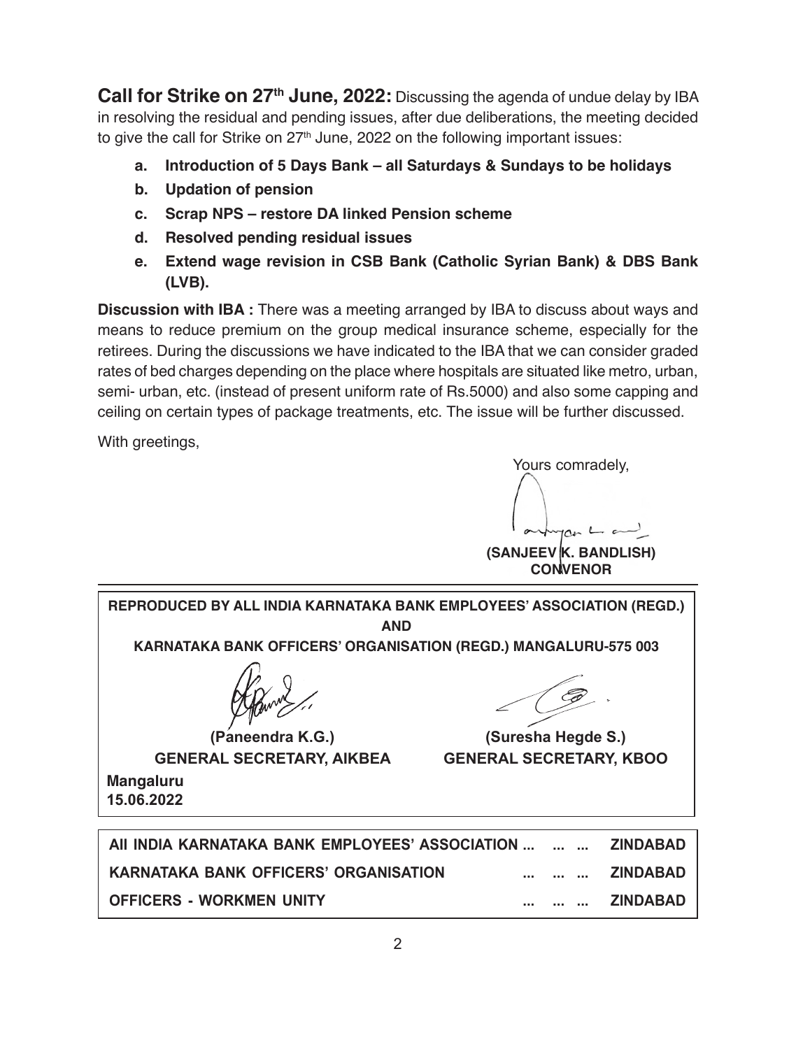**Call for Strike on 27th June, 2022:** Discussing the agenda of undue delay by IBA in resolving the residual and pending issues, after due deliberations, the meeting decided to give the call for Strike on 27th June, 2022 on the following important issues:

a. **Introduction of 5 Days Bank – all Saturdays & Sundays to be holidays**
b. **Updation of pension**
c. **Scrap NPS – restore DA linked Pension scheme**
d. **Resolved pending residual issues**
e. **Extend wage revision in CSB Bank (Catholic Syrian Bank) & DBS Bank (LVB).**

**Discussion with IBA :** There was a meeting arranged by IBA to discuss about ways and means to reduce premium on the group medical insurance scheme, especially for the retirees. During the discussions we have indicated to the IBA that we can consider graded rates of bed charges depending on the place where hospitals are situated like metro, urban, semi- urban, etc. (instead of present uniform rate of Rs.5000) and also some capping and ceiling on certain types of package treatments, etc. The issue will be further discussed.

With greetings,

Yours comradely,

**(SANJEEV K. BANDLISH)**
**CONVENOR**

---

**REPRODUCED BY ALL INDIA KARNATAKA BANK EMPLOYEES' ASSOCIATION (REGD.)**
**AND**
**KARNATAKA BANK OFFICERS' ORGANISATION (REGD.) MANGALURU-575 003**

**(Paneendra K.G.)**
**GENERAL SECRETARY, AIKBEA**

**(Suresha Hegde S.)**
**GENERAL SECRETARY, KBOO**

**Mangaluru**
**15.06.2022**

---

**All INDIA KARNATAKA BANK EMPLOYEES' ASSOCIATION ... ... ... ZINDABAD**
**KARNATAKA BANK OFFICERS' ORGANISATION ... ... ... ZINDABAD**
**OFFICERS - WORKMEN UNITY ... ... ... ZINDABAD**